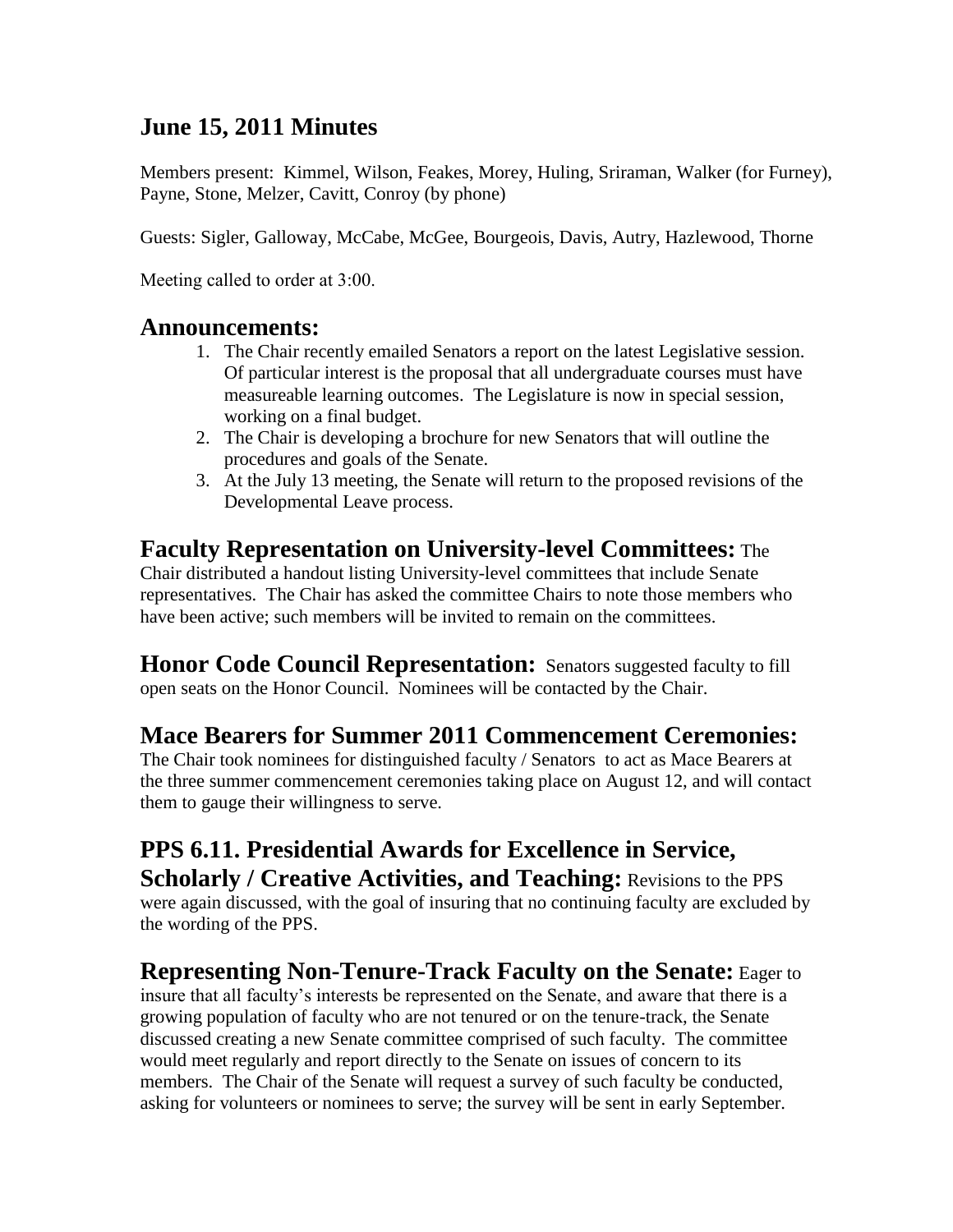# June 15, 2011 Minutes

Members present: Kimmel, Wilson, Feakes, Morey, Huling, Sriraman, Walker (for Furney), Payne, Stone, Melzer, Cavitt, Conroy (by phone)

Guests: Sigler, Galloway, McCabe, McGee, Bourgeois, Davis, Autry, Hazlewood, Thorne

Meeting called to order at 3:00.

## Announcements:

1. The Chair recently emailed Senators a report on the latest Legislative session. Of particular interest is the proposal that all undergraduate courses must have measureable learning outcomes. The Legislature is now in special session, working on a final budget.
2. The Chair is developing a brochure for new Senators that will outline the procedures and goals of the Senate.
3. At the July 13 meeting, the Senate will return to the proposed revisions of the Developmental Leave process.

**Faculty Representation on University-level Committees:** The Chair distributed a handout listing University-level committees that include Senate representatives. The Chair has asked the committee Chairs to note those members who have been active; such members will be invited to remain on the committees.

**Honor Code Council Representation:** Senators suggested faculty to fill open seats on the Honor Council. Nominees will be contacted by the Chair.

**Mace Bearers for Summer 2011 Commencement Ceremonies:** The Chair took nominees for distinguished faculty / Senators to act as Mace Bearers at the three summer commencement ceremonies taking place on August 12, and will contact them to gauge their willingness to serve.

**PPS 6.11. Presidential Awards for Excellence in Service, Scholarly / Creative Activities, and Teaching:** Revisions to the PPS were again discussed, with the goal of insuring that no continuing faculty are excluded by the wording of the PPS.

**Representing Non-Tenure-Track Faculty on the Senate:** Eager to insure that all faculty's interests be represented on the Senate, and aware that there is a growing population of faculty who are not tenured or on the tenure-track, the Senate discussed creating a new Senate committee comprised of such faculty. The committee would meet regularly and report directly to the Senate on issues of concern to its members. The Chair of the Senate will request a survey of such faculty be conducted, asking for volunteers or nominees to serve; the survey will be sent in early September.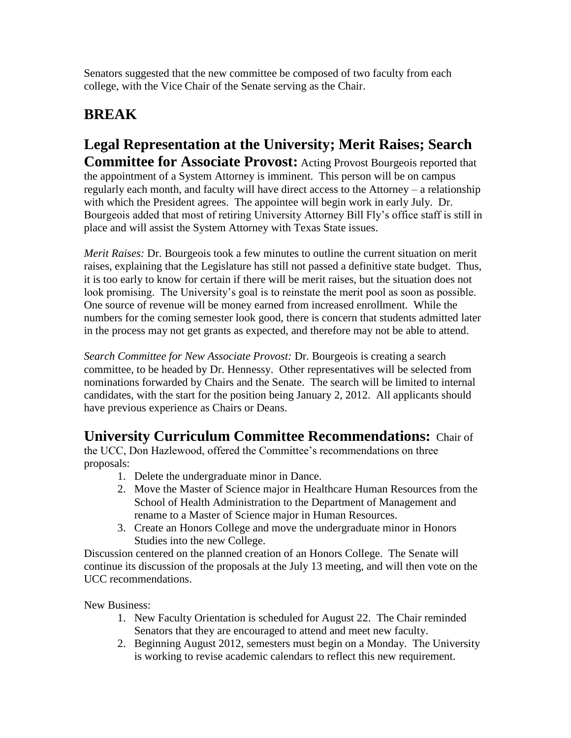Senators suggested that the new committee be composed of two faculty from each college, with the Vice Chair of the Senate serving as the Chair.

## BREAK

## Legal Representation at the University; Merit Raises; Search Committee for Associate Provost:

Acting Provost Bourgeois reported that the appointment of a System Attorney is imminent. This person will be on campus regularly each month, and faculty will have direct access to the Attorney – a relationship with which the President agrees. The appointee will begin work in early July. Dr. Bourgeois added that most of retiring University Attorney Bill Fly's office staff is still in place and will assist the System Attorney with Texas State issues.

*Merit Raises:* Dr. Bourgeois took a few minutes to outline the current situation on merit raises, explaining that the Legislature has still not passed a definitive state budget. Thus, it is too early to know for certain if there will be merit raises, but the situation does not look promising. The University's goal is to reinstate the merit pool as soon as possible. One source of revenue will be money earned from increased enrollment. While the numbers for the coming semester look good, there is concern that students admitted later in the process may not get grants as expected, and therefore may not be able to attend.

*Search Committee for New Associate Provost:* Dr. Bourgeois is creating a search committee, to be headed by Dr. Hennessy. Other representatives will be selected from nominations forwarded by Chairs and the Senate. The search will be limited to internal candidates, with the start for the position being January 2, 2012. All applicants should have previous experience as Chairs or Deans.

## University Curriculum Committee Recommendations:

Chair of the UCC, Don Hazlewood, offered the Committee's recommendations on three proposals:

1. Delete the undergraduate minor in Dance.
2. Move the Master of Science major in Healthcare Human Resources from the School of Health Administration to the Department of Management and rename to a Master of Science major in Human Resources.
3. Create an Honors College and move the undergraduate minor in Honors Studies into the new College.

Discussion centered on the planned creation of an Honors College. The Senate will continue its discussion of the proposals at the July 13 meeting, and will then vote on the UCC recommendations.

New Business:

1. New Faculty Orientation is scheduled for August 22. The Chair reminded Senators that they are encouraged to attend and meet new faculty.
2. Beginning August 2012, semesters must begin on a Monday. The University is working to revise academic calendars to reflect this new requirement.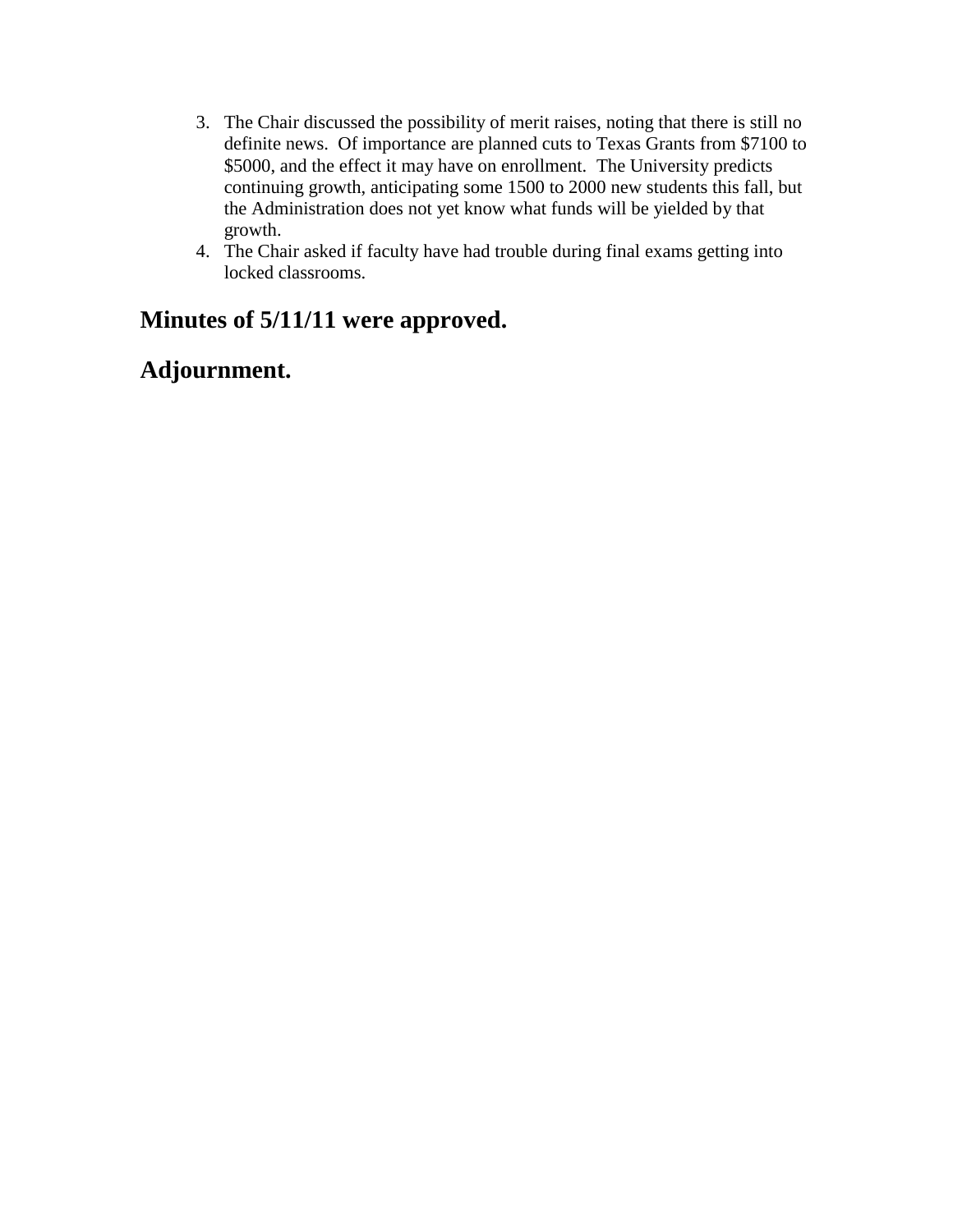3. The Chair discussed the possibility of merit raises, noting that there is still no definite news. Of importance are planned cuts to Texas Grants from $7100 to $5000, and the effect it may have on enrollment. The University predicts continuing growth, anticipating some 1500 to 2000 new students this fall, but the Administration does not yet know what funds will be yielded by that growth.
4. The Chair asked if faculty have had trouble during final exams getting into locked classrooms.

## Minutes of 5/11/11 were approved.

## Adjournment.